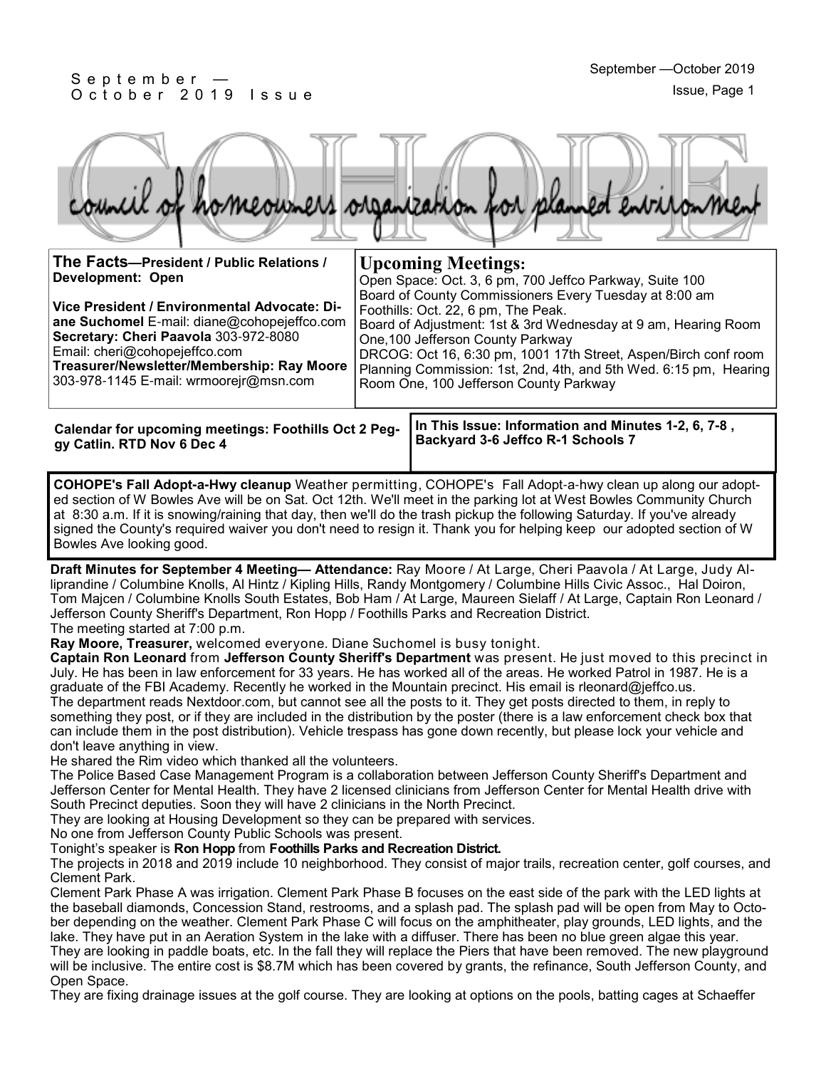# COHOPE

## council of homeowners organization for planned environment

**The Facts—President / Public Relations / Development: Open**

**Vice President / Environmental Advocate: Diane Suchomel** E-mail: diane@cohopejeffco.com
**Secretary: Cheri Paavola** 303-972-8080
Email: cheri@cohopejeffco.com
**Treasurer/Newsletter/Membership: Ray Moore** 303-978-1145 E-mail: wrmoorejr@msn.com

## Upcoming Meetings:

Open Space: Oct. 3, 6 pm, 700 Jeffco Parkway, Suite 100
Board of County Commissioners Every Tuesday at 8:00 am
Foothills: Oct. 22, 6 pm, The Peak.
Board of Adjustment: 1st & 3rd Wednesday at 9 am, Hearing Room One,100 Jefferson County Parkway
DRCOG: Oct 16, 6:30 pm, 1001 17th Street, Aspen/Birch conf room
Planning Commission: 1st, 2nd, 4th, and 5th Wed. 6:15 pm, Hearing Room One, 100 Jefferson County Parkway

**Calendar for upcoming meetings: Foothills Oct 2 Peggy Catlin. RTD Nov 6 Dec 4**

**In This Issue: Information and Minutes 1-2, 6, 7-8 , Backyard 3-6 Jeffco R-1 Schools 7**

**COHOPE's Fall Adopt-a-Hwy cleanup** Weather permitting, COHOPE's Fall Adopt-a-hwy clean up along our adopted section of W Bowles Ave will be on Sat. Oct 12th. We'll meet in the parking lot at West Bowles Community Church at 8:30 a.m. If it is snowing/raining that day, then we'll do the trash pickup the following Saturday. If you've already signed the County's required waiver you don't need to resign it. Thank you for helping keep our adopted section of W Bowles Ave looking good.

**Draft Minutes for September 4 Meeting— Attendance:** Ray Moore / At Large, Cheri Paavola / At Large, Judy Alliprandine / Columbine Knolls, Al Hintz / Kipling Hills, Randy Montgomery / Columbine Hills Civic Assoc., Hal Doiron, Tom Majcen / Columbine Knolls South Estates, Bob Ham / At Large, Maureen Sielaff / At Large, Captain Ron Leonard / Jefferson County Sheriff's Department, Ron Hopp / Foothills Parks and Recreation District.

The meeting started at 7:00 p.m.

**Ray Moore, Treasurer,** welcomed everyone. Diane Suchomel is busy tonight.

**Captain Ron Leonard** from **Jefferson County Sheriff's Department** was present. He just moved to this precinct in July. He has been in law enforcement for 33 years. He has worked all of the areas. He worked Patrol in 1987. He is a graduate of the FBI Academy. Recently he worked in the Mountain precinct. His email is rleonard@jeffco.us.

The department reads Nextdoor.com, but cannot see all the posts to it. They get posts directed to them, in reply to something they post, or if they are included in the distribution by the poster (there is a law enforcement check box that can include them in the post distribution). Vehicle trespass has gone down recently, but please lock your vehicle and don't leave anything in view.

He shared the Rim video which thanked all the volunteers.

The Police Based Case Management Program is a collaboration between Jefferson County Sheriff's Department and Jefferson Center for Mental Health. They have 2 licensed clinicians from Jefferson Center for Mental Health drive with South Precinct deputies. Soon they will have 2 clinicians in the North Precinct.

They are looking at Housing Development so they can be prepared with services.

No one from Jefferson County Public Schools was present.

Tonight's speaker is **Ron Hopp** from **Foothills Parks and Recreation District.**

The projects in 2018 and 2019 include 10 neighborhood. They consist of major trails, recreation center, golf courses, and Clement Park.

Clement Park Phase A was irrigation. Clement Park Phase B focuses on the east side of the park with the LED lights at the baseball diamonds, Concession Stand, restrooms, and a splash pad. The splash pad will be open from May to October depending on the weather. Clement Park Phase C will focus on the amphitheater, play grounds, LED lights, and the lake. They have put in an Aeration System in the lake with a diffuser. There has been no blue green algae this year. They are looking in paddle boats, etc. In the fall they will replace the Piers that have been removed. The new playground will be inclusive. The entire cost is \$8.7M which has been covered by grants, the refinance, South Jefferson County, and Open Space.

They are fixing drainage issues at the golf course. They are looking at options on the pools, batting cages at Schaeffer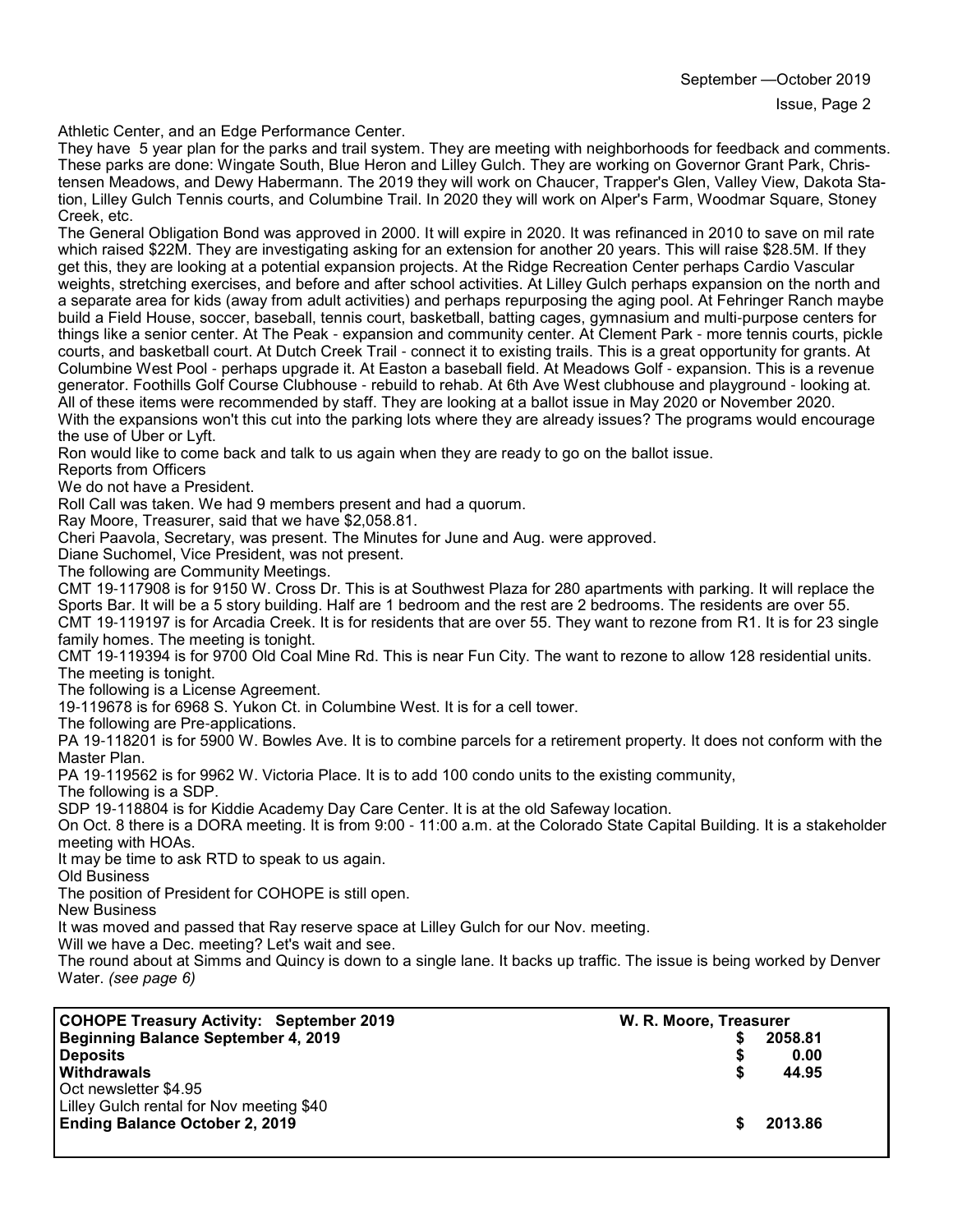Athletic Center, and an Edge Performance Center.

They have 5 year plan for the parks and trail system. They are meeting with neighborhoods for feedback and comments. These parks are done: Wingate South, Blue Heron and Lilley Gulch. They are working on Governor Grant Park, Christensen Meadows, and Dewy Habermann. The 2019 they will work on Chaucer, Trapper's Glen, Valley View, Dakota Station, Lilley Gulch Tennis courts, and Columbine Trail. In 2020 they will work on Alper's Farm, Woodmar Square, Stoney Creek, etc.

The General Obligation Bond was approved in 2000. It will expire in 2020. It was refinanced in 2010 to save on mil rate which raised $22M. They are investigating asking for an extension for another 20 years. This will raise $28.5M. If they get this, they are looking at a potential expansion projects. At the Ridge Recreation Center perhaps Cardio Vascular weights, stretching exercises, and before and after school activities. At Lilley Gulch perhaps expansion on the north and a separate area for kids (away from adult activities) and perhaps repurposing the aging pool. At Fehringer Ranch maybe build a Field House, soccer, baseball, tennis court, basketball, batting cages, gymnasium and multi-purpose centers for things like a senior center. At The Peak - expansion and community center. At Clement Park - more tennis courts, pickle courts, and basketball court. At Dutch Creek Trail - connect it to existing trails. This is a great opportunity for grants. At Columbine West Pool - perhaps upgrade it. At Easton a baseball field. At Meadows Golf - expansion. This is a revenue generator. Foothills Golf Course Clubhouse - rebuild to rehab. At 6th Ave West clubhouse and playground - looking at. All of these items were recommended by staff. They are looking at a ballot issue in May 2020 or November 2020.

With the expansions won't this cut into the parking lots where they are already issues? The programs would encourage the use of Uber or Lyft.

Ron would like to come back and talk to us again when they are ready to go on the ballot issue.

Reports from Officers

We do not have a President.

Roll Call was taken. We had 9 members present and had a quorum.

Ray Moore, Treasurer, said that we have $2,058.81.

Cheri Paavola, Secretary, was present. The Minutes for June and Aug. were approved.

Diane Suchomel, Vice President, was not present.

The following are Community Meetings.

CMT 19-117908 is for 9150 W. Cross Dr. This is at Southwest Plaza for 280 apartments with parking. It will replace the Sports Bar. It will be a 5 story building. Half are 1 bedroom and the rest are 2 bedrooms. The residents are over 55.

CMT 19-119197 is for Arcadia Creek. It is for residents that are over 55. They want to rezone from R1. It is for 23 single family homes. The meeting is tonight.

CMT 19-119394 is for 9700 Old Coal Mine Rd. This is near Fun City. The want to rezone to allow 128 residential units. The meeting is tonight.

The following is a License Agreement.

19-119678 is for 6968 S. Yukon Ct. in Columbine West. It is for a cell tower.

The following are Pre-applications.

PA 19-118201 is for 5900 W. Bowles Ave. It is to combine parcels for a retirement property. It does not conform with the Master Plan.

PA 19-119562 is for 9962 W. Victoria Place. It is to add 100 condo units to the existing community,

The following is a SDP.

SDP 19-118804 is for Kiddie Academy Day Care Center. It is at the old Safeway location.

On Oct. 8 there is a DORA meeting. It is from 9:00 - 11:00 a.m. at the Colorado State Capital Building. It is a stakeholder meeting with HOAs.

It may be time to ask RTD to speak to us again.

Old Business

The position of President for COHOPE is still open.

New Business

It was moved and passed that Ray reserve space at Lilley Gulch for our Nov. meeting.

Will we have a Dec. meeting? Let's wait and see.

The round about at Simms and Quincy is down to a single lane. It backs up traffic. The issue is being worked by Denver Water. *(see page 6)*

| **COHOPE Treasury Activity: September 2019** | **W. R. Moore, Treasurer** |
|---|---|
| **Beginning Balance September 4, 2019** | **$ 2058.81** |
| **Deposits** | **$ 0.00** |
| **Withdrawals** | **$ 44.95** |
| Oct newsletter $4.95 | |
| Lilley Gulch rental for Nov meeting $40 | |
| **Ending Balance October 2, 2019** | **$ 2013.86** |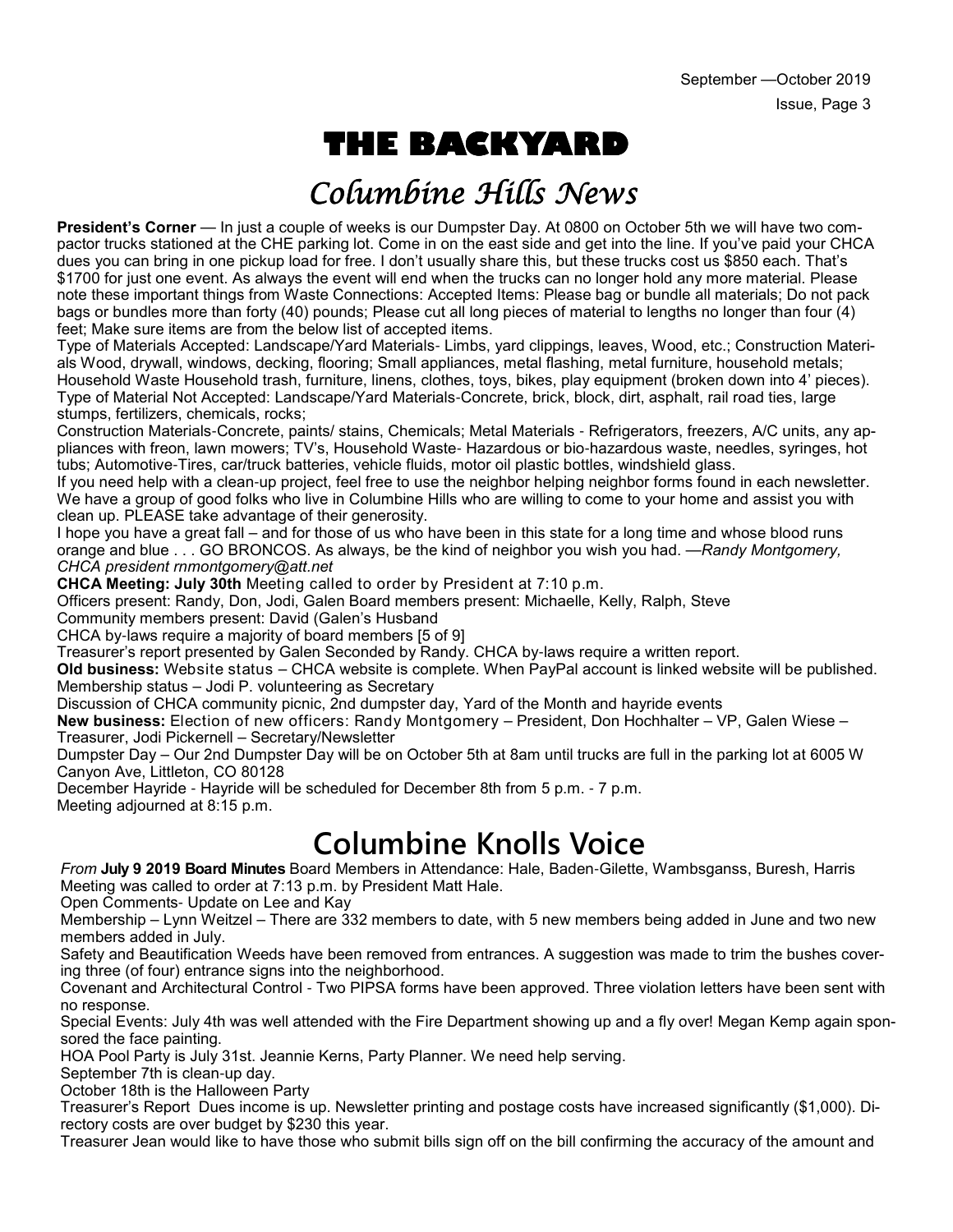# THE BACKYARD

## *Columbine Hills News*

**President's Corner** — In just a couple of weeks is our Dumpster Day. At 0800 on October 5th we will have two compactor trucks stationed at the CHE parking lot. Come in on the east side and get into the line. If you've paid your CHCA dues you can bring in one pickup load for free. I don't usually share this, but these trucks cost us $850 each. That's $1700 for just one event. As always the event will end when the trucks can no longer hold any more material. Please note these important things from Waste Connections: Accepted Items: Please bag or bundle all materials; Do not pack bags or bundles more than forty (40) pounds; Please cut all long pieces of material to lengths no longer than four (4) feet; Make sure items are from the below list of accepted items.

Type of Materials Accepted: Landscape/Yard Materials- Limbs, yard clippings, leaves, Wood, etc.; Construction Materials Wood, drywall, windows, decking, flooring; Small appliances, metal flashing, metal furniture, household metals; Household Waste Household trash, furniture, linens, clothes, toys, bikes, play equipment (broken down into 4' pieces). Type of Material Not Accepted: Landscape/Yard Materials-Concrete, brick, block, dirt, asphalt, rail road ties, large stumps, fertilizers, chemicals, rocks;

Construction Materials-Concrete, paints/ stains, Chemicals; Metal Materials - Refrigerators, freezers, A/C units, any appliances with freon, lawn mowers; TV's, Household Waste- Hazardous or bio-hazardous waste, needles, syringes, hot tubs; Automotive-Tires, car/truck batteries, vehicle fluids, motor oil plastic bottles, windshield glass.

If you need help with a clean-up project, feel free to use the neighbor helping neighbor forms found in each newsletter. We have a group of good folks who live in Columbine Hills who are willing to come to your home and assist you with clean up. PLEASE take advantage of their generosity.

I hope you have a great fall – and for those of us who have been in this state for a long time and whose blood runs orange and blue . . . GO BRONCOS. As always, be the kind of neighbor you wish you had. —*Randy Montgomery, CHCA president rnmontgomery@att.net*

**CHCA Meeting: July 30th** Meeting called to order by President at 7:10 p.m.

Officers present: Randy, Don, Jodi, Galen Board members present: Michaelle, Kelly, Ralph, Steve

Community members present: David (Galen's Husband

CHCA by-laws require a majority of board members [5 of 9]

Treasurer's report presented by Galen Seconded by Randy. CHCA by-laws require a written report.

**Old business:** Website status – CHCA website is complete. When PayPal account is linked website will be published. Membership status – Jodi P. volunteering as Secretary

Discussion of CHCA community picnic, 2nd dumpster day, Yard of the Month and hayride events

**New business:** Election of new officers: Randy Montgomery – President, Don Hochhalter – VP, Galen Wiese – Treasurer, Jodi Pickernell – Secretary/Newsletter

Dumpster Day – Our 2nd Dumpster Day will be on October 5th at 8am until trucks are full in the parking lot at 6005 W Canyon Ave, Littleton, CO 80128

December Hayride - Hayride will be scheduled for December 8th from 5 p.m. - 7 p.m.

Meeting adjourned at 8:15 p.m.

## Columbine Knolls Voice

*From* **July 9 2019 Board Minutes** Board Members in Attendance: Hale, Baden-Gilette, Wambsganss, Buresh, Harris

Meeting was called to order at 7:13 p.m. by President Matt Hale.

Open Comments- Update on Lee and Kay

Membership – Lynn Weitzel – There are 332 members to date, with 5 new members being added in June and two new members added in July.

Safety and Beautification Weeds have been removed from entrances. A suggestion was made to trim the bushes covering three (of four) entrance signs into the neighborhood.

Covenant and Architectural Control - Two PIPSA forms have been approved. Three violation letters have been sent with no response.

Special Events: July 4th was well attended with the Fire Department showing up and a fly over! Megan Kemp again sponsored the face painting.

HOA Pool Party is July 31st. Jeannie Kerns, Party Planner. We need help serving.

September 7th is clean-up day.

October 18th is the Halloween Party

Treasurer's Report Dues income is up. Newsletter printing and postage costs have increased significantly ($1,000). Directory costs are over budget by $230 this year.

Treasurer Jean would like to have those who submit bills sign off on the bill confirming the accuracy of the amount and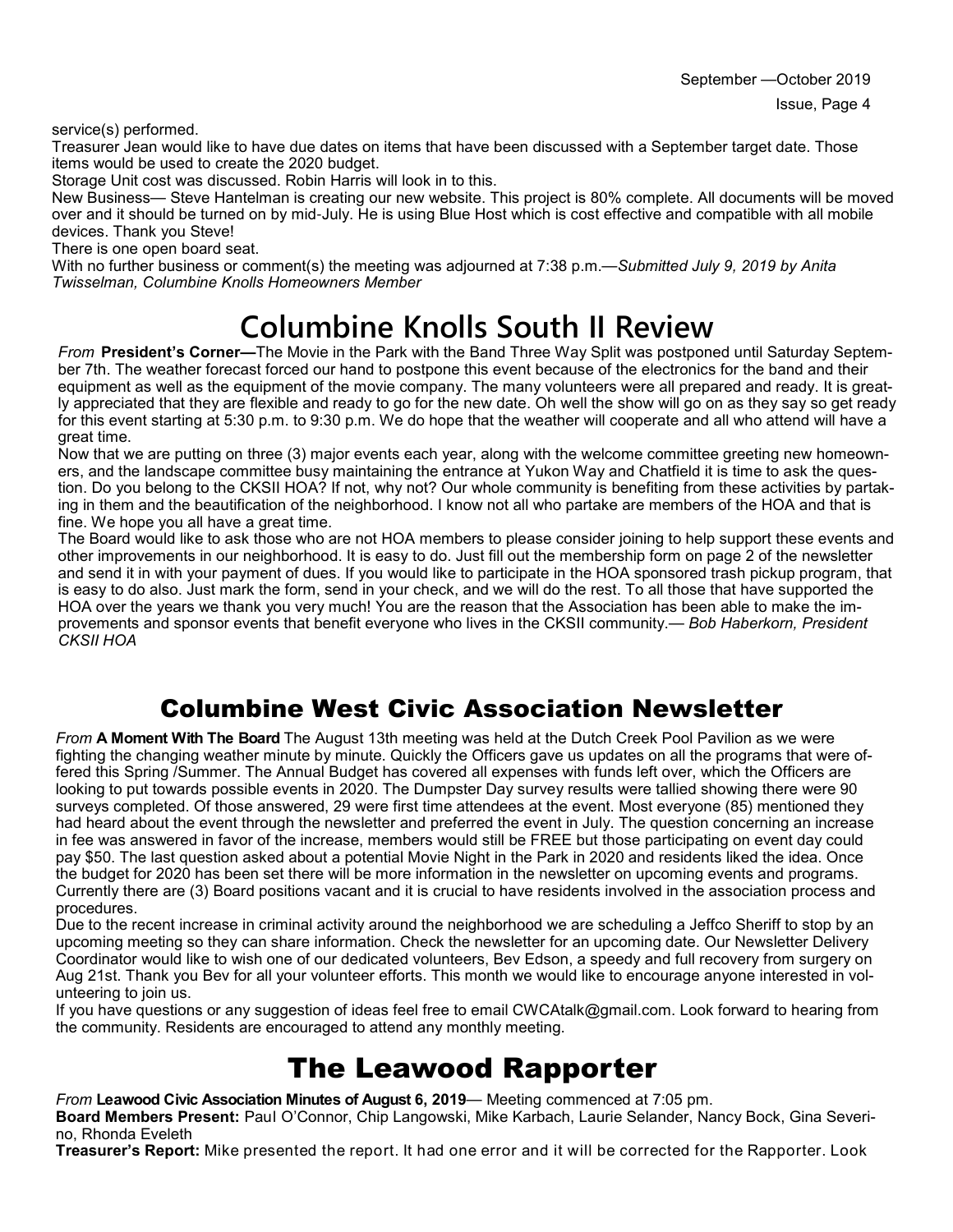service(s) performed.

Treasurer Jean would like to have due dates on items that have been discussed with a September target date. Those items would be used to create the 2020 budget.

Storage Unit cost was discussed. Robin Harris will look in to this.

New Business— Steve Hantelman is creating our new website. This project is 80% complete. All documents will be moved over and it should be turned on by mid-July. He is using Blue Host which is cost effective and compatible with all mobile devices. Thank you Steve!

There is one open board seat.

With no further business or comment(s) the meeting was adjourned at 7:38 p.m.—*Submitted July 9, 2019 by Anita Twisselman, Columbine Knolls Homeowners Member*

# Columbine Knolls South II Review

*From* **President's Corner—**The Movie in the Park with the Band Three Way Split was postponed until Saturday September 7th. The weather forecast forced our hand to postpone this event because of the electronics for the band and their equipment as well as the equipment of the movie company. The many volunteers were all prepared and ready. It is greatly appreciated that they are flexible and ready to go for the new date. Oh well the show will go on as they say so get ready for this event starting at 5:30 p.m. to 9:30 p.m. We do hope that the weather will cooperate and all who attend will have a great time.

Now that we are putting on three (3) major events each year, along with the welcome committee greeting new homeowners, and the landscape committee busy maintaining the entrance at Yukon Way and Chatfield it is time to ask the question. Do you belong to the CKSII HOA? If not, why not? Our whole community is benefiting from these activities by partaking in them and the beautification of the neighborhood. I know not all who partake are members of the HOA and that is fine. We hope you all have a great time.

The Board would like to ask those who are not HOA members to please consider joining to help support these events and other improvements in our neighborhood. It is easy to do. Just fill out the membership form on page 2 of the newsletter and send it in with your payment of dues. If you would like to participate in the HOA sponsored trash pickup program, that is easy to do also. Just mark the form, send in your check, and we will do the rest. To all those that have supported the HOA over the years we thank you very much! You are the reason that the Association has been able to make the improvements and sponsor events that benefit everyone who lives in the CKSII community.— *Bob Haberkorn, President CKSII HOA*

## Columbine West Civic Association Newsletter

*From* **A Moment With The Board** The August 13th meeting was held at the Dutch Creek Pool Pavilion as we were fighting the changing weather minute by minute. Quickly the Officers gave us updates on all the programs that were offered this Spring /Summer. The Annual Budget has covered all expenses with funds left over, which the Officers are looking to put towards possible events in 2020. The Dumpster Day survey results were tallied showing there were 90 surveys completed. Of those answered, 29 were first time attendees at the event. Most everyone (85) mentioned they had heard about the event through the newsletter and preferred the event in July. The question concerning an increase in fee was answered in favor of the increase, members would still be FREE but those participating on event day could pay $50. The last question asked about a potential Movie Night in the Park in 2020 and residents liked the idea. Once the budget for 2020 has been set there will be more information in the newsletter on upcoming events and programs. Currently there are (3) Board positions vacant and it is crucial to have residents involved in the association process and procedures.

Due to the recent increase in criminal activity around the neighborhood we are scheduling a Jeffco Sheriff to stop by an upcoming meeting so they can share information. Check the newsletter for an upcoming date. Our Newsletter Delivery Coordinator would like to wish one of our dedicated volunteers, Bev Edson, a speedy and full recovery from surgery on Aug 21st. Thank you Bev for all your volunteer efforts. This month we would like to encourage anyone interested in volunteering to join us.

If you have questions or any suggestion of ideas feel free to email CWCAtalk@gmail.com. Look forward to hearing from the community. Residents are encouraged to attend any monthly meeting.

# The Leawood Rapporter

*From* **Leawood Civic Association Minutes of August 6, 2019**— Meeting commenced at 7:05 pm.

**Board Members Present:** Paul O'Connor, Chip Langowski, Mike Karbach, Laurie Selander, Nancy Bock, Gina Severino, Rhonda Eveleth

**Treasurer's Report:** Mike presented the report. It had one error and it will be corrected for the Rapporter. Look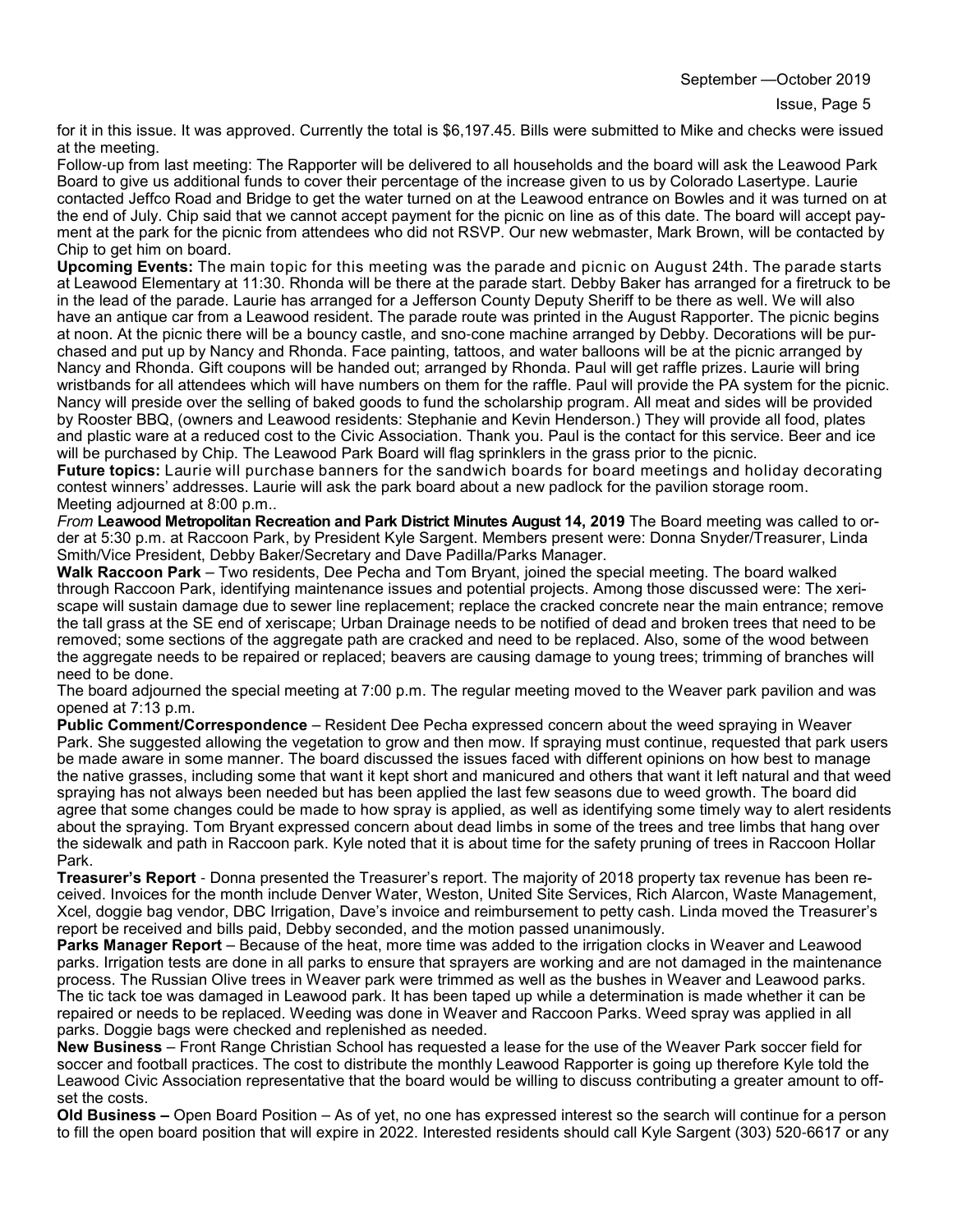for it in this issue. It was approved. Currently the total is $6,197.45. Bills were submitted to Mike and checks were issued at the meeting.

Follow-up from last meeting: The Rapporter will be delivered to all households and the board will ask the Leawood Park Board to give us additional funds to cover their percentage of the increase given to us by Colorado Lasertype. Laurie contacted Jeffco Road and Bridge to get the water turned on at the Leawood entrance on Bowles and it was turned on at the end of July. Chip said that we cannot accept payment for the picnic on line as of this date. The board will accept payment at the park for the picnic from attendees who did not RSVP. Our new webmaster, Mark Brown, will be contacted by Chip to get him on board.

**Upcoming Events:** The main topic for this meeting was the parade and picnic on August 24th. The parade starts at Leawood Elementary at 11:30. Rhonda will be there at the parade start. Debby Baker has arranged for a firetruck to be in the lead of the parade. Laurie has arranged for a Jefferson County Deputy Sheriff to be there as well. We will also have an antique car from a Leawood resident. The parade route was printed in the August Rapporter. The picnic begins at noon. At the picnic there will be a bouncy castle, and sno-cone machine arranged by Debby. Decorations will be purchased and put up by Nancy and Rhonda. Face painting, tattoos, and water balloons will be at the picnic arranged by Nancy and Rhonda. Gift coupons will be handed out; arranged by Rhonda. Paul will get raffle prizes. Laurie will bring wristbands for all attendees which will have numbers on them for the raffle. Paul will provide the PA system for the picnic. Nancy will preside over the selling of baked goods to fund the scholarship program. All meat and sides will be provided by Rooster BBQ, (owners and Leawood residents: Stephanie and Kevin Henderson.) They will provide all food, plates and plastic ware at a reduced cost to the Civic Association. Thank you. Paul is the contact for this service. Beer and ice will be purchased by Chip. The Leawood Park Board will flag sprinklers in the grass prior to the picnic.

**Future topics:** Laurie will purchase banners for the sandwich boards for board meetings and holiday decorating contest winners' addresses. Laurie will ask the park board about a new padlock for the pavilion storage room.

Meeting adjourned at 8:00 p.m..

*From* **Leawood Metropolitan Recreation and Park District Minutes August 14, 2019** The Board meeting was called to order at 5:30 p.m. at Raccoon Park, by President Kyle Sargent. Members present were: Donna Snyder/Treasurer, Linda Smith/Vice President, Debby Baker/Secretary and Dave Padilla/Parks Manager.

**Walk Raccoon Park** – Two residents, Dee Pecha and Tom Bryant, joined the special meeting. The board walked through Raccoon Park, identifying maintenance issues and potential projects. Among those discussed were: The xeriscape will sustain damage due to sewer line replacement; replace the cracked concrete near the main entrance; remove the tall grass at the SE end of xeriscape; Urban Drainage needs to be notified of dead and broken trees that need to be removed; some sections of the aggregate path are cracked and need to be replaced. Also, some of the wood between the aggregate needs to be repaired or replaced; beavers are causing damage to young trees; trimming of branches will need to be done.

The board adjourned the special meeting at 7:00 p.m. The regular meeting moved to the Weaver park pavilion and was opened at 7:13 p.m.

**Public Comment/Correspondence** – Resident Dee Pecha expressed concern about the weed spraying in Weaver Park. She suggested allowing the vegetation to grow and then mow. If spraying must continue, requested that park users be made aware in some manner. The board discussed the issues faced with different opinions on how best to manage the native grasses, including some that want it kept short and manicured and others that want it left natural and that weed spraying has not always been needed but has been applied the last few seasons due to weed growth. The board did agree that some changes could be made to how spray is applied, as well as identifying some timely way to alert residents about the spraying. Tom Bryant expressed concern about dead limbs in some of the trees and tree limbs that hang over the sidewalk and path in Raccoon park. Kyle noted that it is about time for the safety pruning of trees in Raccoon Hollar Park.

**Treasurer's Report** - Donna presented the Treasurer's report. The majority of 2018 property tax revenue has been received. Invoices for the month include Denver Water, Weston, United Site Services, Rich Alarcon, Waste Management, Xcel, doggie bag vendor, DBC Irrigation, Dave's invoice and reimbursement to petty cash. Linda moved the Treasurer's report be received and bills paid, Debby seconded, and the motion passed unanimously.

**Parks Manager Report** – Because of the heat, more time was added to the irrigation clocks in Weaver and Leawood parks. Irrigation tests are done in all parks to ensure that sprayers are working and are not damaged in the maintenance process. The Russian Olive trees in Weaver park were trimmed as well as the bushes in Weaver and Leawood parks. The tic tack toe was damaged in Leawood park. It has been taped up while a determination is made whether it can be repaired or needs to be replaced. Weeding was done in Weaver and Raccoon Parks. Weed spray was applied in all parks. Doggie bags were checked and replenished as needed.

**New Business** – Front Range Christian School has requested a lease for the use of the Weaver Park soccer field for soccer and football practices. The cost to distribute the monthly Leawood Rapporter is going up therefore Kyle told the Leawood Civic Association representative that the board would be willing to discuss contributing a greater amount to offset the costs.

**Old Business –** Open Board Position – As of yet, no one has expressed interest so the search will continue for a person to fill the open board position that will expire in 2022. Interested residents should call Kyle Sargent (303) 520-6617 or any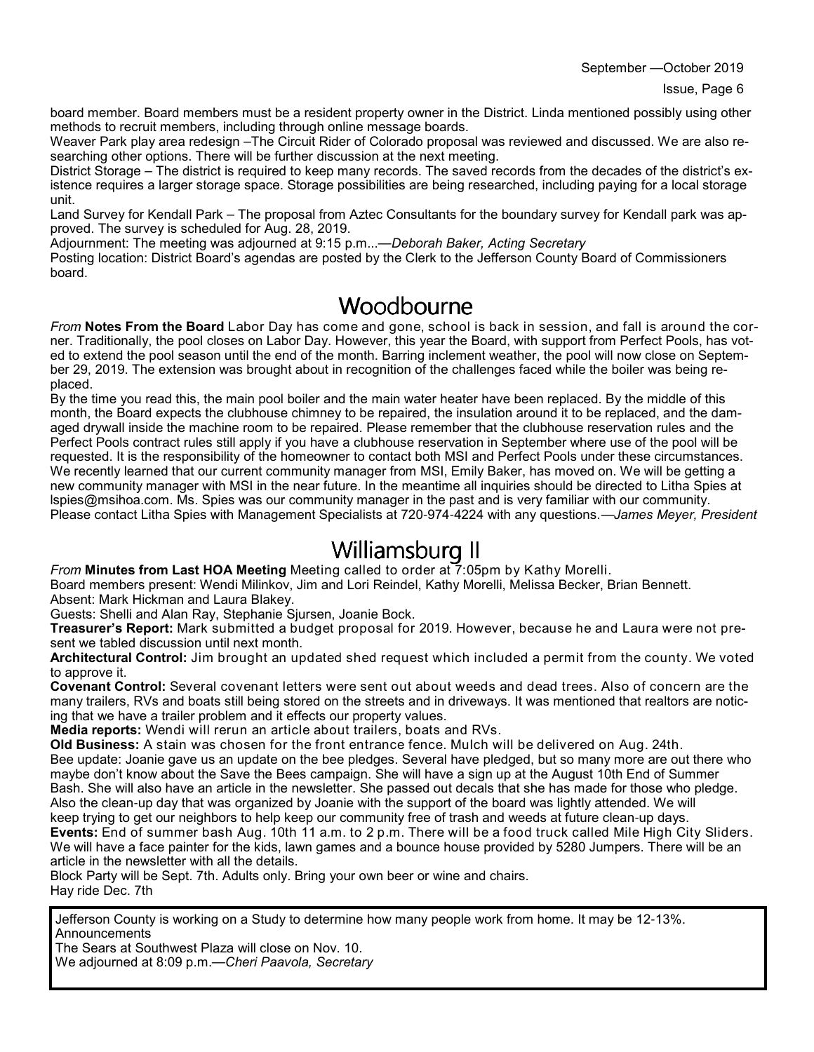board member. Board members must be a resident property owner in the District. Linda mentioned possibly using other methods to recruit members, including through online message boards.

Weaver Park play area redesign –The Circuit Rider of Colorado proposal was reviewed and discussed. We are also researching other options. There will be further discussion at the next meeting.

District Storage – The district is required to keep many records. The saved records from the decades of the district's existence requires a larger storage space. Storage possibilities are being researched, including paying for a local storage unit.

Land Survey for Kendall Park – The proposal from Aztec Consultants for the boundary survey for Kendall park was approved. The survey is scheduled for Aug. 28, 2019.

Adjournment: The meeting was adjourned at 9:15 p.m...—*Deborah Baker, Acting Secretary*

Posting location: District Board's agendas are posted by the Clerk to the Jefferson County Board of Commissioners board.

## Woodbourne

*From* **Notes From the Board** Labor Day has come and gone, school is back in session, and fall is around the corner. Traditionally, the pool closes on Labor Day. However, this year the Board, with support from Perfect Pools, has voted to extend the pool season until the end of the month. Barring inclement weather, the pool will now close on September 29, 2019. The extension was brought about in recognition of the challenges faced while the boiler was being replaced.

By the time you read this, the main pool boiler and the main water heater have been replaced. By the middle of this month, the Board expects the clubhouse chimney to be repaired, the insulation around it to be replaced, and the damaged drywall inside the machine room to be repaired. Please remember that the clubhouse reservation rules and the Perfect Pools contract rules still apply if you have a clubhouse reservation in September where use of the pool will be requested. It is the responsibility of the homeowner to contact both MSI and Perfect Pools under these circumstances.

We recently learned that our current community manager from MSI, Emily Baker, has moved on. We will be getting a new community manager with MSI in the near future. In the meantime all inquiries should be directed to Litha Spies at lspies@msihoa.com. Ms. Spies was our community manager in the past and is very familiar with our community. Please contact Litha Spies with Management Specialists at 720-974-4224 with any questions.—*James Meyer, President*

## Williamsburg II

*From* **Minutes from Last HOA Meeting** Meeting called to order at 7:05pm by Kathy Morelli.

Board members present: Wendi Milinkov, Jim and Lori Reindel, Kathy Morelli, Melissa Becker, Brian Bennett.

Absent: Mark Hickman and Laura Blakey.

Guests: Shelli and Alan Ray, Stephanie Sjursen, Joanie Bock.

**Treasurer's Report:** Mark submitted a budget proposal for 2019. However, because he and Laura were not present we tabled discussion until next month.

**Architectural Control:** Jim brought an updated shed request which included a permit from the county. We voted to approve it.

**Covenant Control:** Several covenant letters were sent out about weeds and dead trees. Also of concern are the many trailers, RVs and boats still being stored on the streets and in driveways. It was mentioned that realtors are noticing that we have a trailer problem and it effects our property values.

**Media reports:** Wendi will rerun an article about trailers, boats and RVs.

**Old Business:** A stain was chosen for the front entrance fence. Mulch will be delivered on Aug. 24th.

Bee update: Joanie gave us an update on the bee pledges. Several have pledged, but so many more are out there who maybe don't know about the Save the Bees campaign. She will have a sign up at the August 10th End of Summer Bash. She will also have an article in the newsletter. She passed out decals that she has made for those who pledge. Also the clean-up day that was organized by Joanie with the support of the board was lightly attended. We will keep trying to get our neighbors to help keep our community free of trash and weeds at future clean-up days.

**Events:** End of summer bash Aug. 10th 11 a.m. to 2 p.m. There will be a food truck called Mile High City Sliders. We will have a face painter for the kids, lawn games and a bounce house provided by 5280 Jumpers. There will be an article in the newsletter with all the details.

Block Party will be Sept. 7th. Adults only. Bring your own beer or wine and chairs.

Hay ride Dec. 7th

Jefferson County is working on a Study to determine how many people work from home. It may be 12-13%.

Announcements

The Sears at Southwest Plaza will close on Nov. 10.

We adjourned at 8:09 p.m.—*Cheri Paavola, Secretary*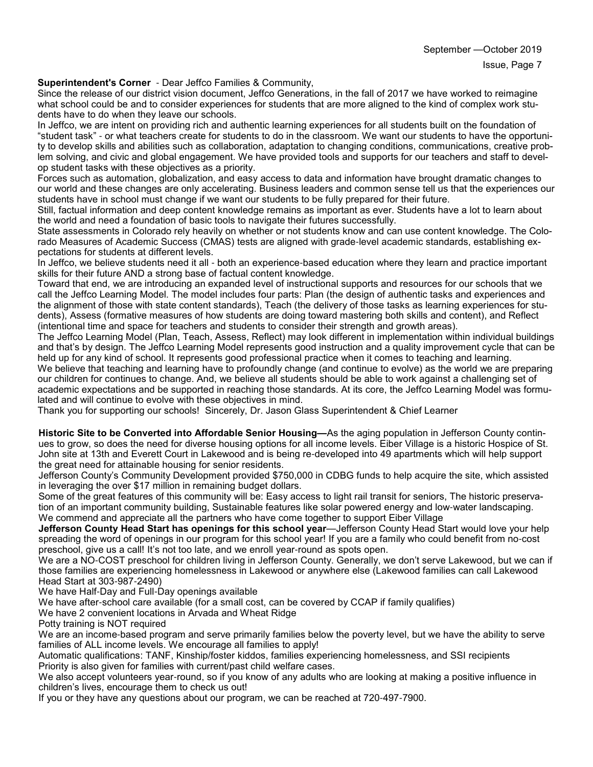**Superintendent's Corner** - Dear Jeffco Families & Community,

Since the release of our district vision document, Jeffco Generations, in the fall of 2017 we have worked to reimagine what school could be and to consider experiences for students that are more aligned to the kind of complex work students have to do when they leave our schools.

In Jeffco, we are intent on providing rich and authentic learning experiences for all students built on the foundation of "student task" - or what teachers create for students to do in the classroom. We want our students to have the opportunity to develop skills and abilities such as collaboration, adaptation to changing conditions, communications, creative problem solving, and civic and global engagement. We have provided tools and supports for our teachers and staff to develop student tasks with these objectives as a priority.

Forces such as automation, globalization, and easy access to data and information have brought dramatic changes to our world and these changes are only accelerating. Business leaders and common sense tell us that the experiences our students have in school must change if we want our students to be fully prepared for their future.

Still, factual information and deep content knowledge remains as important as ever. Students have a lot to learn about the world and need a foundation of basic tools to navigate their futures successfully.

State assessments in Colorado rely heavily on whether or not students know and can use content knowledge. The Colorado Measures of Academic Success (CMAS) tests are aligned with grade-level academic standards, establishing expectations for students at different levels.

In Jeffco, we believe students need it all - both an experience-based education where they learn and practice important skills for their future AND a strong base of factual content knowledge.

Toward that end, we are introducing an expanded level of instructional supports and resources for our schools that we call the Jeffco Learning Model. The model includes four parts: Plan (the design of authentic tasks and experiences and the alignment of those with state content standards), Teach (the delivery of those tasks as learning experiences for students), Assess (formative measures of how students are doing toward mastering both skills and content), and Reflect (intentional time and space for teachers and students to consider their strength and growth areas).

The Jeffco Learning Model (Plan, Teach, Assess, Reflect) may look different in implementation within individual buildings and that's by design. The Jeffco Learning Model represents good instruction and a quality improvement cycle that can be held up for any kind of school. It represents good professional practice when it comes to teaching and learning.

We believe that teaching and learning have to profoundly change (and continue to evolve) as the world we are preparing our children for continues to change. And, we believe all students should be able to work against a challenging set of academic expectations and be supported in reaching those standards. At its core, the Jeffco Learning Model was formulated and will continue to evolve with these objectives in mind.

Thank you for supporting our schools! Sincerely, Dr. Jason Glass Superintendent & Chief Learner

**Historic Site to be Converted into Affordable Senior Housing—**As the aging population in Jefferson County continues to grow, so does the need for diverse housing options for all income levels. Eiber Village is a historic Hospice of St. John site at 13th and Everett Court in Lakewood and is being re-developed into 49 apartments which will help support the great need for attainable housing for senior residents.

Jefferson County's Community Development provided $750,000 in CDBG funds to help acquire the site, which assisted in leveraging the over $17 million in remaining budget dollars.

Some of the great features of this community will be: Easy access to light rail transit for seniors, The historic preservation of an important community building, Sustainable features like solar powered energy and low-water landscaping.

We commend and appreciate all the partners who have come together to support Eiber Village

**Jefferson County Head Start has openings for this school year**—Jefferson County Head Start would love your help spreading the word of openings in our program for this school year! If you are a family who could benefit from no-cost preschool, give us a call! It's not too late, and we enroll year-round as spots open.

We are a NO-COST preschool for children living in Jefferson County. Generally, we don't serve Lakewood, but we can if those families are experiencing homelessness in Lakewood or anywhere else (Lakewood families can call Lakewood Head Start at 303-987-2490)

We have Half-Day and Full-Day openings available

We have after-school care available (for a small cost, can be covered by CCAP if family qualifies)

We have 2 convenient locations in Arvada and Wheat Ridge

Potty training is NOT required

We are an income-based program and serve primarily families below the poverty level, but we have the ability to serve families of ALL income levels. We encourage all families to apply!

Automatic qualifications: TANF, Kinship/foster kiddos, families experiencing homelessness, and SSI recipients

Priority is also given for families with current/past child welfare cases.

We also accept volunteers year-round, so if you know of any adults who are looking at making a positive influence in children's lives, encourage them to check us out!

If you or they have any questions about our program, we can be reached at 720-497-7900.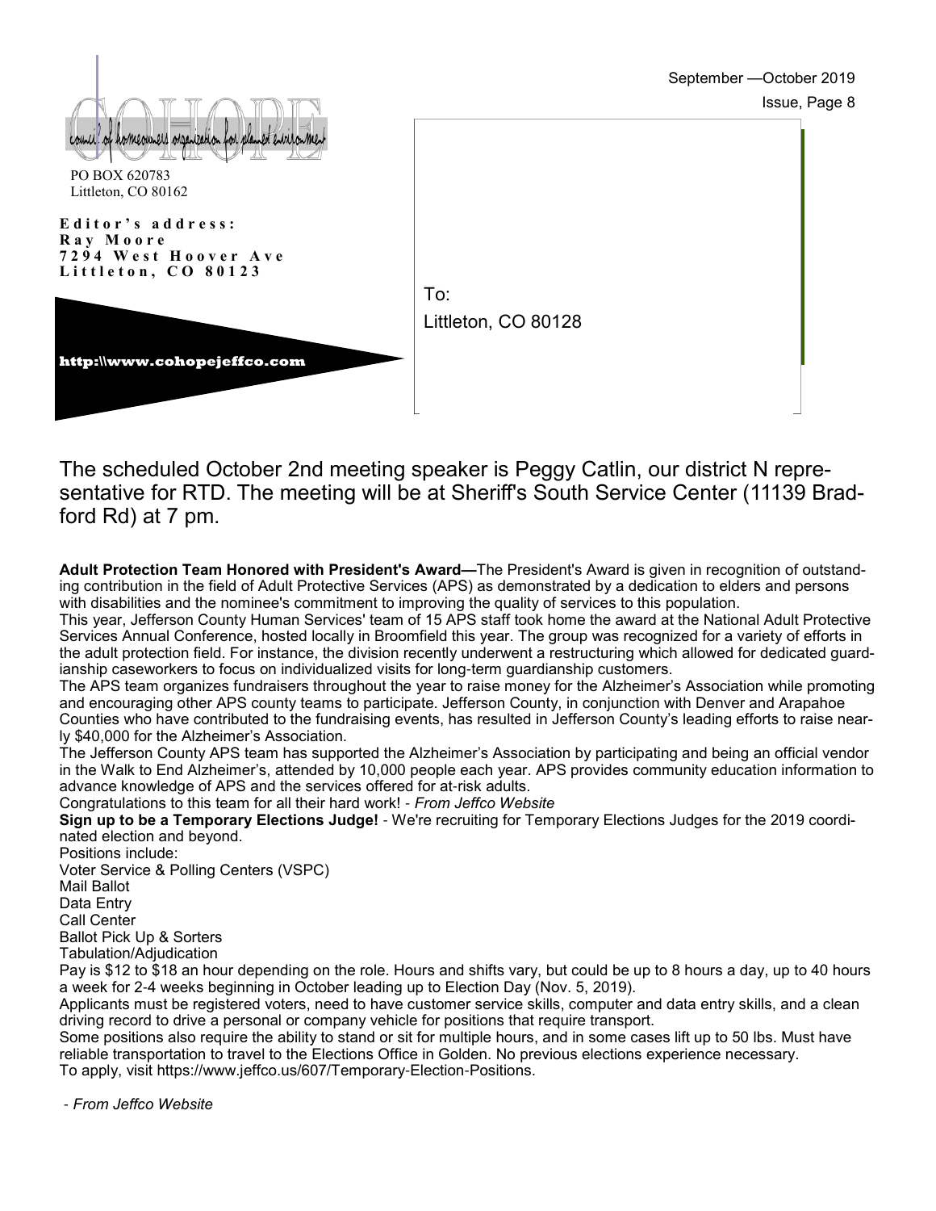COHOPE

council of homeowners organization for planned environment

PO BOX 620783
Littleton, CO 80162

**Editor's address:**
**Ray Moore**
**7294 West Hoover Ave**
**Littleton, CO 80123**

**http:\\www.cohopejeffco.com**

To:
Littleton, CO 80128

The scheduled October 2nd meeting speaker is Peggy Catlin, our district N representative for RTD. The meeting will be at Sheriff's South Service Center (11139 Bradford Rd) at 7 pm.

**Adult Protection Team Honored with President's Award—**The President's Award is given in recognition of outstanding contribution in the field of Adult Protective Services (APS) as demonstrated by a dedication to elders and persons with disabilities and the nominee's commitment to improving the quality of services to this population.

This year, Jefferson County Human Services' team of 15 APS staff took home the award at the National Adult Protective Services Annual Conference, hosted locally in Broomfield this year. The group was recognized for a variety of efforts in the adult protection field. For instance, the division recently underwent a restructuring which allowed for dedicated guardianship caseworkers to focus on individualized visits for long-term guardianship customers.

The APS team organizes fundraisers throughout the year to raise money for the Alzheimer's Association while promoting and encouraging other APS county teams to participate. Jefferson County, in conjunction with Denver and Arapahoe Counties who have contributed to the fundraising events, has resulted in Jefferson County's leading efforts to raise nearly $40,000 for the Alzheimer's Association.

The Jefferson County APS team has supported the Alzheimer's Association by participating and being an official vendor in the Walk to End Alzheimer's, attended by 10,000 people each year. APS provides community education information to advance knowledge of APS and the services offered for at-risk adults.

Congratulations to this team for all their hard work! - *From Jeffco Website*

**Sign up to be a Temporary Elections Judge!** - We're recruiting for Temporary Elections Judges for the 2019 coordinated election and beyond.

Positions include:

Voter Service & Polling Centers (VSPC)
Mail Ballot
Data Entry
Call Center
Ballot Pick Up & Sorters
Tabulation/Adjudication

Pay is $12 to $18 an hour depending on the role. Hours and shifts vary, but could be up to 8 hours a day, up to 40 hours a week for 2-4 weeks beginning in October leading up to Election Day (Nov. 5, 2019).

Applicants must be registered voters, need to have customer service skills, computer and data entry skills, and a clean driving record to drive a personal or company vehicle for positions that require transport.

Some positions also require the ability to stand or sit for multiple hours, and in some cases lift up to 50 lbs. Must have reliable transportation to travel to the Elections Office in Golden. No previous elections experience necessary.

To apply, visit https://www.jeffco.us/607/Temporary-Election-Positions.

- *From Jeffco Website*